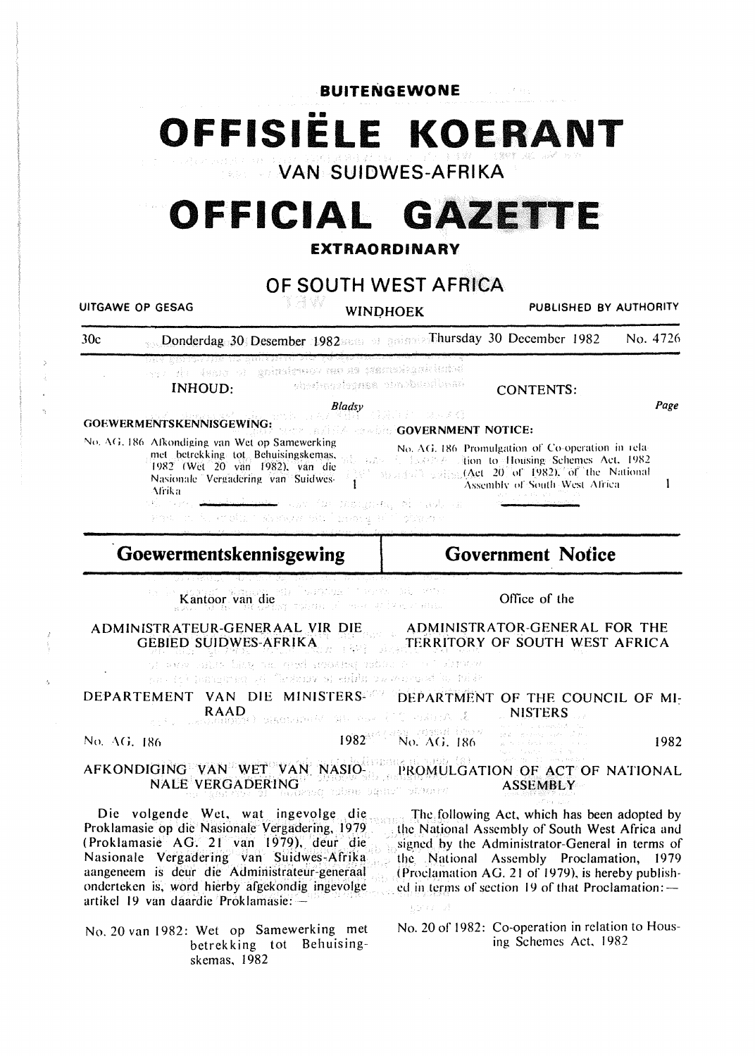**BUITENGEWONE**

# OFFISIËLE KOERANT

## VAN SUIDWES-AFRIKA

# OFFICIAL GAZETTE

**EXTRAORDINARY**

## OF SOUTH WEST AFRICA

UITGAWE OP GESAG — WINDHOEK — PUBLISHED BY AUTHORITY

30c — Donderdag 30 Desember 1982 — Thursday 30 December 1982 — No. 4726

INHOUD:

*Bladsy*

GOEWERMENTSKENNISGEWING:

No. AG. 186 Afkondiging van Wet op Samewerking met betrekking tot Behuisingskemas, 1982 (Wet 20 van 1982), van die Nasionale Vergadering van Suidwes-Afrika — 1

CONTENTS:

*Page*

GOVERNMENT NOTICE:

No. AG. 186 Promulgation of Co-operation in relation to Housing Schemes Act, 1982 (Act 20 of 1982), of the National Assembly of South West Africa — 1

## Goewermentskennisgewing

Kantoor van die

ADMINISTRATEUR-GENERAAL VIR DIE GEBIED SUIDWES-AFRIKA

DEPARTEMENT VAN DIE MINISTERSRAAD

No. AG. 186 — 1982

AFKONDIGING VAN WET VAN NASIONALE VERGADERING

Die volgende Wet, wat ingevolge die Proklamasie op die Nasionale Vergadering, 1979 (Proklamasie AG. 21 van 1979), deur die Nasionale Vergadering van Suidwes-Afrika aangeneem is deur die Administrateur-generaal onderteken is, word hierby afgekondig ingevolge artikel 19 van daardie Proklamasie: —

No. 20 van 1982: Wet op Samewerking met betrekking tot Behuisingskemas, 1982

## Government Notice

Office of the

ADMINISTRATOR-GENERAL FOR THE TERRITORY OF SOUTH WEST AFRICA

DEPARTMENT OF THE COUNCIL OF MINISTERS

No. AG. 186 — 1982

PROMULGATION OF ACT OF NATIONAL ASSEMBLY

The following Act, which has been adopted by the National Assembly of South West Africa and signed by the Administrator-General in terms of the National Assembly Proclamation, 1979 (Proclamation AG. 21 of 1979), is hereby published in terms of section 19 of that Proclamation: —

No. 20 of 1982: Co-operation in relation to Housing Schemes Act, 1982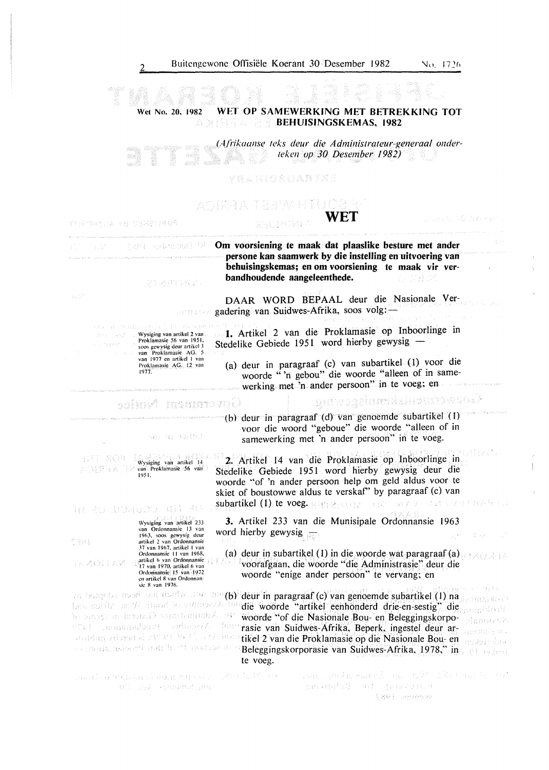Wet No. 20, 1982

## WET OP SAMEWERKING MET BETREKKING TOT BEHUISINGSKEMAS, 1982

*(Afrikaanse teks deur die Administrateur-generaal onderteken op 30 Desember 1982)*

# WET

**Om voorsiening te maak dat plaaslike besture met ander persone kan saamwerk by die instelling en uitvoering van behuisingskemas; en om voorsiening te maak vir verbandhoudende aangeleenthede.**

DAAR WORD BEPAAL deur die Nasionale Vergadering van Suidwes-Afrika, soos volg:—

Wysiging van artikel 2 van Proklamasie 56 van 1951, soos gewysig deur artikel 3 van Proklamasie AG. 5 van 1977 en artikel 1 van Proklamasie AG. 12 van 1977.

**1.** Artikel 2 van die Proklamasie op Inboorlinge in Stedelike Gebiede 1951 word hierby gewysig —

(a) deur in paragraaf (c) van subartikel (1) voor die woorde "'n gebou" die woorde "alleen of in samewerking met 'n ander persoon" in te voeg; en

(b) deur in paragraaf (d) van genoemde subartikel (1) voor die woord "geboue" die woorde "alleen of in samewerking met 'n ander persoon" in te voeg.

Wysiging van artikel 14 van Proklamasie 56 van 1951.

**2.** Artikel 14 van die Proklamasie op Inboorlinge in Stedelike Gebiede 1951 word hierby gewysig deur die woorde "of 'n ander persoon help om geld aldus voor te skiet of boustowwe aldus te verskaf" by paragraaf (c) van subartikel (1) te voeg.

Wysiging van artikel 233 van Ordonnansie 13 van 1963, soos gewysig deur artikel 2 van Ordonnansie 37 van 1967, artikel 1 van Ordonnansie 11 van 1968, artikel 6 van Ordonnansie 17 van 1970, artikel 6 van Ordonnansie 15 van 1972 en artikel 8 van Ordonnansie 8 van 1976.

**3.** Artikel 233 van die Munisipale Ordonnansie 1963 word hierby gewysig —

(a) deur in subartikel (1) in die woorde wat paragraaf (a) voorafgaan, die woorde "die Administrasie" deur die woorde "enige ander persoon" te vervang; en

(b) deur in paragraaf (c) van genoemde subartikel (1) na die woorde "artikel eenhonderd drie-en-sestig" die woorde "of die Nasionale Bou- en Beleggingskorporasie van Suidwes-Afrika, Beperk, ingestel deur artikel 2 van die Proklamasie op die Nasionale Bou- en Beleggingskorporasie van Suidwes-Afrika, 1978," in te voeg.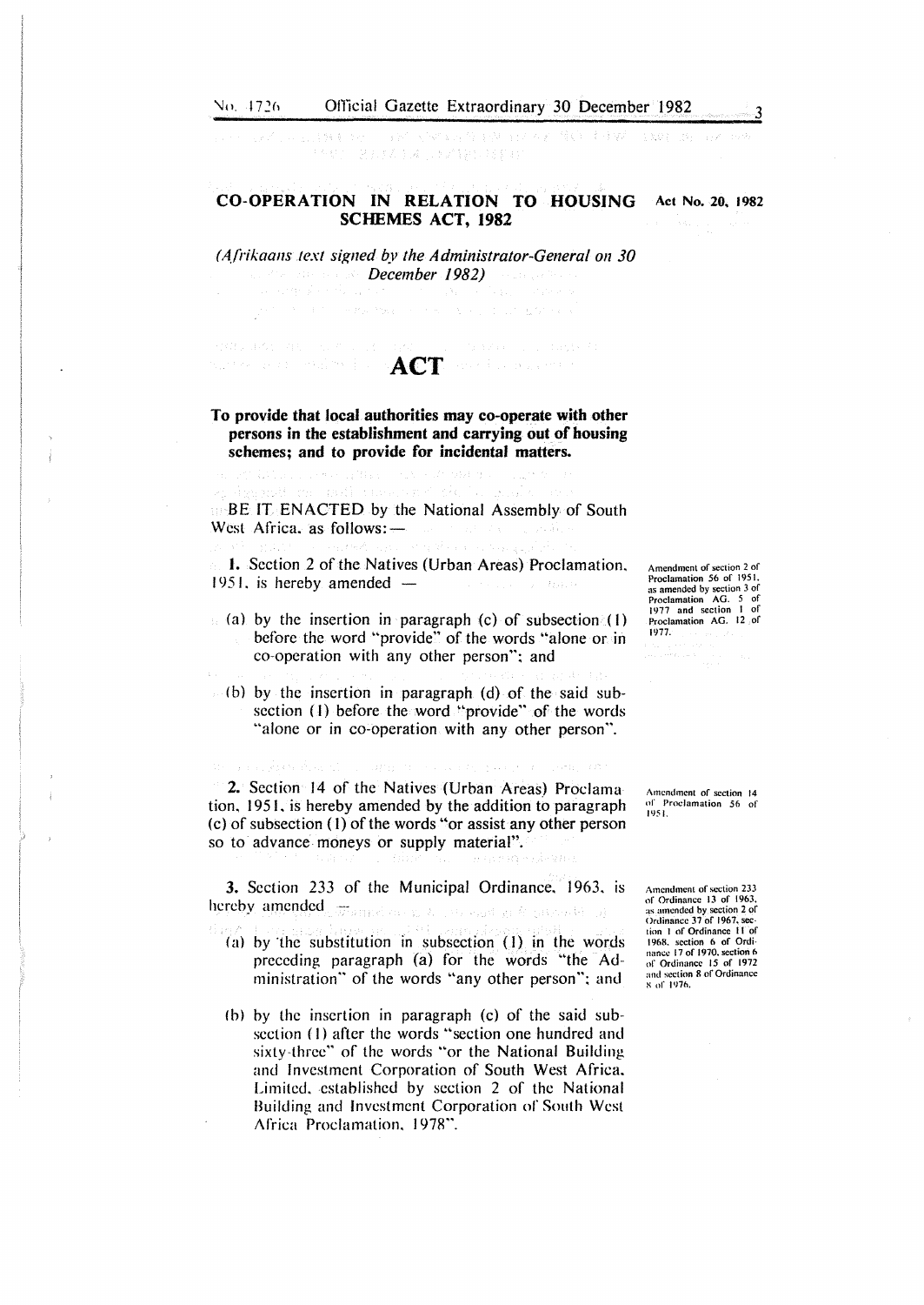# CO-OPERATION IN RELATION TO HOUSING SCHEMES ACT, 1982

Act No. 20, 1982

*(Afrikaans text signed by the Administrator-General on 30 December 1982)*

## ACT

**To provide that local authorities may co-operate with other persons in the establishment and carrying out of housing schemes; and to provide for incidental matters.**

BE IT ENACTED by the National Assembly of South West Africa, as follows: —

Amendment of section 2 of Proclamation 56 of 1951, as amended by section 3 of Proclamation AG. 5 of 1977 and section 1 of Proclamation AG. 12 of 1977.

**1.** Section 2 of the Natives (Urban Areas) Proclamation, 1951, is hereby amended —

(a) by the insertion in paragraph (c) of subsection (1) before the word "provide" of the words "alone or in co-operation with any other person"; and

(b) by the insertion in paragraph (d) of the said subsection (1) before the word "provide" of the words "alone or in co-operation with any other person".

Amendment of section 14 of Proclamation 56 of 1951.

**2.** Section 14 of the Natives (Urban Areas) Proclamation, 1951, is hereby amended by the addition to paragraph (c) of subsection (1) of the words "or assist any other person so to advance moneys or supply material".

Amendment of section 233 of Ordinance 13 of 1963, as amended by section 2 of Ordinance 37 of 1967, section 1 of Ordinance 11 of 1968, section 6 of Ordinance 17 of 1970, section 6 of Ordinance 15 of 1972 and section 8 of Ordinance 8 of 1976.

**3.** Section 233 of the Municipal Ordinance, 1963, is hereby amended —

(a) by the substitution in subsection (1) in the words preceding paragraph (a) for the words "the Administration" of the words "any other person"; and

(b) by the insertion in paragraph (c) of the said subsection (1) after the words "section one hundred and sixty-three" of the words "or the National Building and Investment Corporation of South West Africa, Limited, established by section 2 of the National Building and Investment Corporation of South West Africa Proclamation, 1978".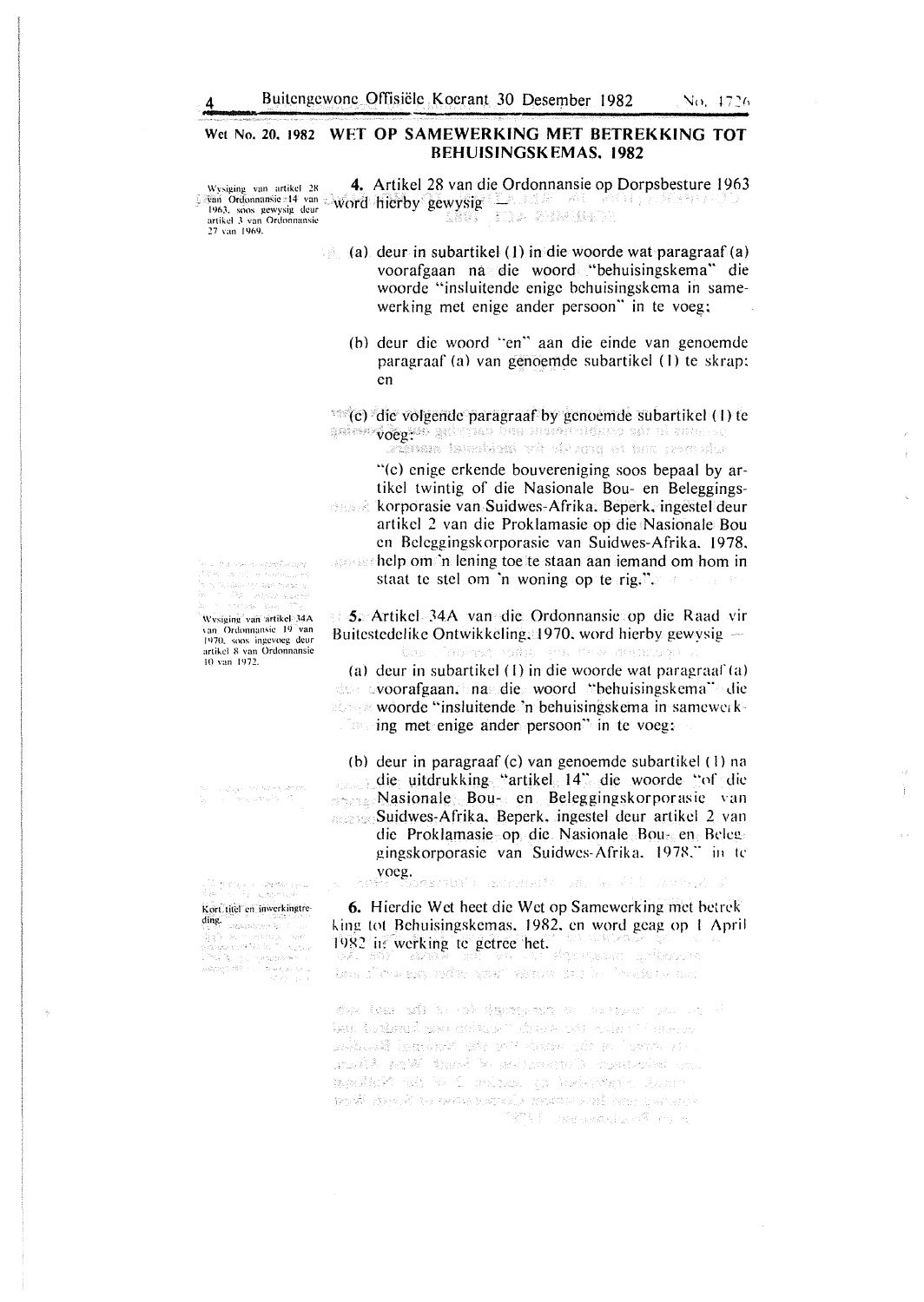**Wet No. 20, 1982 WET OP SAMEWERKING MET BETREKKING TOT BEHUISINGSKEMAS, 1982**

*Wysiging van artikel 28 van Ordonnansie 14 van 1963, soos gewysig deur artikel 3 van Ordonnansie 27 van 1969.*

**4.** Artikel 28 van die Ordonnansie op Dorpsbesture 1963 word hierby gewysig —

(a) deur in subartikel (1) in die woorde wat paragraaf (a) voorafgaan na die woord "behuisingskema" die woorde "insluitende enige behuisingskema in samewerking met enige ander persoon" in te voeg;

(b) deur die woord "en" aan die einde van genoemde paragraaf (a) van genoemde subartikel (1) te skrap; en

(c) die volgende paragraaf by genoemde subartikel (1) te voeg:

"(c) enige erkende bouvereniging soos bepaal by artikel twintig of die Nasionale Bou- en Beleggingskorporasie van Suidwes-Afrika, Beperk, ingestel deur artikel 2 van die Proklamasie op die Nasionale Bou en Beleggingskorporasie van Suidwes-Afrika, 1978, help om 'n lening toe te staan aan iemand om hom in staat te stel om 'n woning op te rig.".

*Wysiging van artikel 34A van Ordonnansie 19 van 1970, soos ingevoeg deur artikel 8 van Ordonnansie 10 van 1972.*

**5.** Artikel 34A van die Ordonnansie op die Raad vir Buitestedelike Ontwikkeling, 1970, word hierby gewysig —

(a) deur in subartikel (1) in die woorde wat paragraaf (a) voorafgaan, na die woord "behuisingskema" die woorde "insluitende 'n behuisingskema in samewerking met enige ander persoon" in te voeg;

(b) deur in paragraaf (c) van genoemde subartikel (1) na die uitdrukking "artikel 14" die woorde "of die Nasionale Bou- en Beleggingskorporasie van Suidwes-Afrika, Beperk, ingestel deur artikel 2 van die Proklamasie op die Nasionale Bou- en Beleggingskorporasie van Suidwes-Afrika, 1978," in te voeg.

*Kort titel en inwerkingtreding.*

**6.** Hierdie Wet heet die Wet op Samewerking met betrekking tot Behuisingskemas, 1982, en word geag op 1 April 1982 in werking te getree het.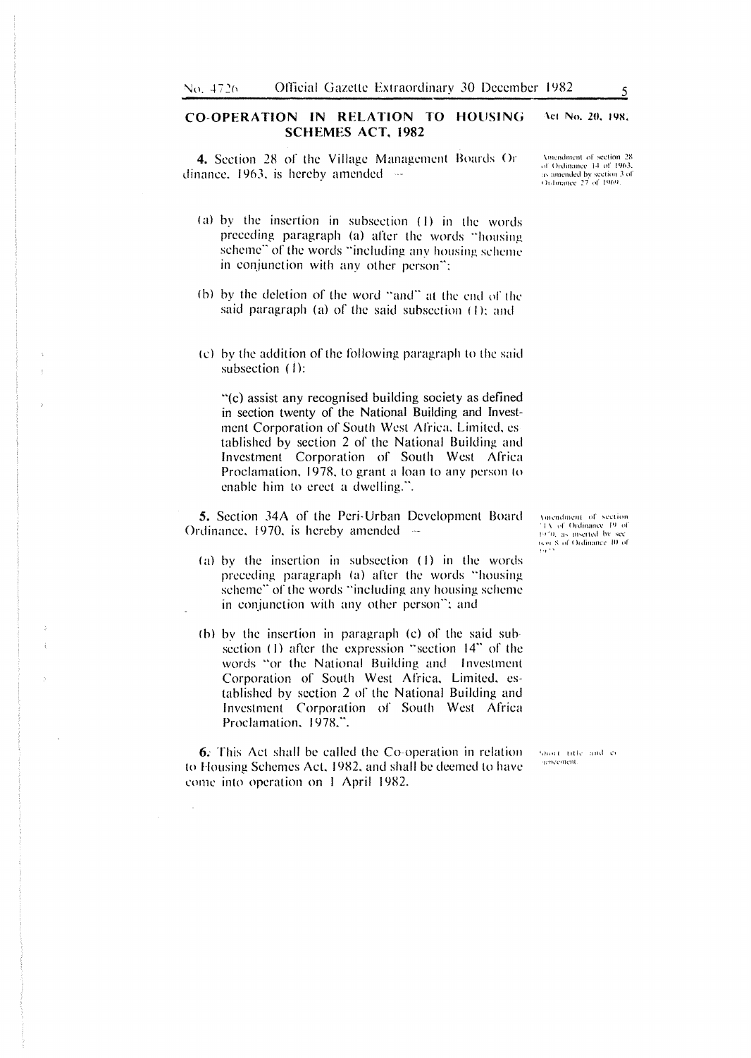## CO-OPERATION IN RELATION TO HOUSING SCHEMES ACT, 1982

Act No. 20, 1982

**4.** Section 28 of the Village Management Boards Ordinance, 1963, is hereby amended —

Amendment of section 28 of Ordinance 14 of 1963, as amended by section 3 of Ordinance 27 of 1969.

(a) by the insertion in subsection (1) in the words preceding paragraph (a) after the words "housing scheme" of the words "including any housing scheme in conjunction with any other person";

(b) by the deletion of the word "and" at the end of the said paragraph (a) of the said subsection (1); and

(c) by the addition of the following paragraph to the said subsection (1):

"(c) assist any recognised building society as defined in section twenty of the National Building and Investment Corporation of South West Africa, Limited, established by section 2 of the National Building and Investment Corporation of South West Africa Proclamation, 1978, to grant a loan to any person to enable him to erect a dwelling.".

**5.** Section 34A of the Peri-Urban Development Board Ordinance, 1970, is hereby amended —

Amendment of section 34A of Ordinance 19 of 1970, as inserted by section 8 of Ordinance 10 of 1977.

(a) by the insertion in subsection (1) in the words preceding paragraph (a) after the words "housing scheme" of the words "including any housing scheme in conjunction with any other person"; and

(b) by the insertion in paragraph (c) of the said subsection (1) after the expression "section 14" of the words "or the National Building and Investment Corporation of South West Africa, Limited, established by section 2 of the National Building and Investment Corporation of South West Africa Proclamation, 1978,".

**6.** This Act shall be called the Co-operation in relation to Housing Schemes Act, 1982, and shall be deemed to have come into operation on 1 April 1982.

Short title and commencement